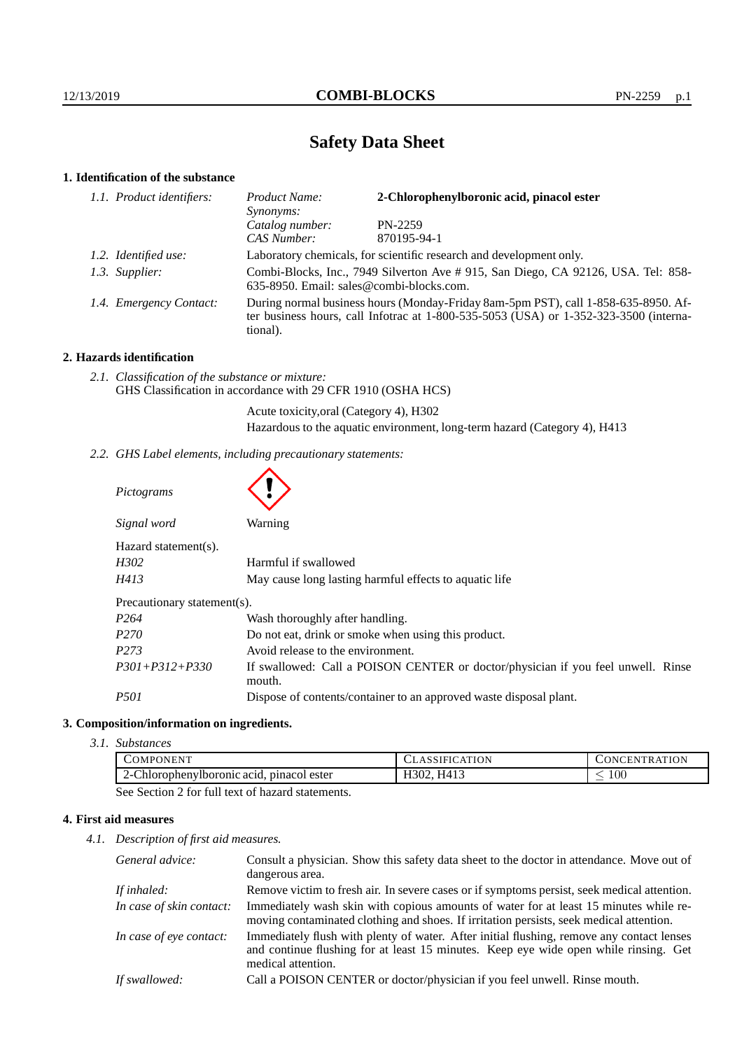# Safety Data Sheet

## 1. Identification of the substance

| | | |
|---|---|---|
| *1.1. Product identifiers:* | *Product Name:* | **2-Chlorophenylboronic acid, pinacol ester** |
| | *Synonyms:* | |
| | *Catalog number:* | PN-2259 |
| | *CAS Number:* | 870195-94-1 |
| *1.2. Identified use:* | Laboratory chemicals, for scientific research and development only. | |
| *1.3. Supplier:* | Combi-Blocks, Inc., 7949 Silverton Ave # 915, San Diego, CA 92126, USA. Tel: 858-635-8950. Email: sales@combi-blocks.com. | |
| *1.4. Emergency Contact:* | During normal business hours (Monday-Friday 8am-5pm PST), call 1-858-635-8950. After business hours, call Infotrac at 1-800-535-5053 (USA) or 1-352-323-3500 (international). | |

## 2. Hazards identification

*2.1. Classification of the substance or mixture:*
GHS Classification in accordance with 29 CFR 1910 (OSHA HCS)

Acute toxicity,oral (Category 4), H302
Hazardous to the aquatic environment, long-term hazard (Category 4), H413

*2.2. GHS Label elements, including precautionary statements:*

*Pictograms*

*Signal word* Warning

Hazard statement(s).

| | |
|---|---|
| *H302* | Harmful if swallowed |
| *H413* | May cause long lasting harmful effects to aquatic life |

Precautionary statement(s).

| | |
|---|---|
| *P264* | Wash thoroughly after handling. |
| *P270* | Do not eat, drink or smoke when using this product. |
| *P273* | Avoid release to the environment. |
| *P301+P312+P330* | If swallowed: Call a POISON CENTER or doctor/physician if you feel unwell. Rinse mouth. |
| *P501* | Dispose of contents/container to an approved waste disposal plant. |

## 3. Composition/information on ingredients.

*3.1. Substances*

| COMPONENT | CLASSIFICATION | CONCENTRATION |
|---|---|---|
| 2-Chlorophenylboronic acid, pinacol ester | H302, H413 | $\leq 100$ |

See Section 2 for full text of hazard statements.

## 4. First aid measures

*4.1. Description of first aid measures.*

| | |
|---|---|
| *General advice:* | Consult a physician. Show this safety data sheet to the doctor in attendance. Move out of dangerous area. |
| *If inhaled:* | Remove victim to fresh air. In severe cases or if symptoms persist, seek medical attention. |
| *In case of skin contact:* | Immediately wash skin with copious amounts of water for at least 15 minutes while removing contaminated clothing and shoes. If irritation persists, seek medical attention. |
| *In case of eye contact:* | Immediately flush with plenty of water. After initial flushing, remove any contact lenses and continue flushing for at least 15 minutes. Keep eye wide open while rinsing. Get medical attention. |
| *If swallowed:* | Call a POISON CENTER or doctor/physician if you feel unwell. Rinse mouth. |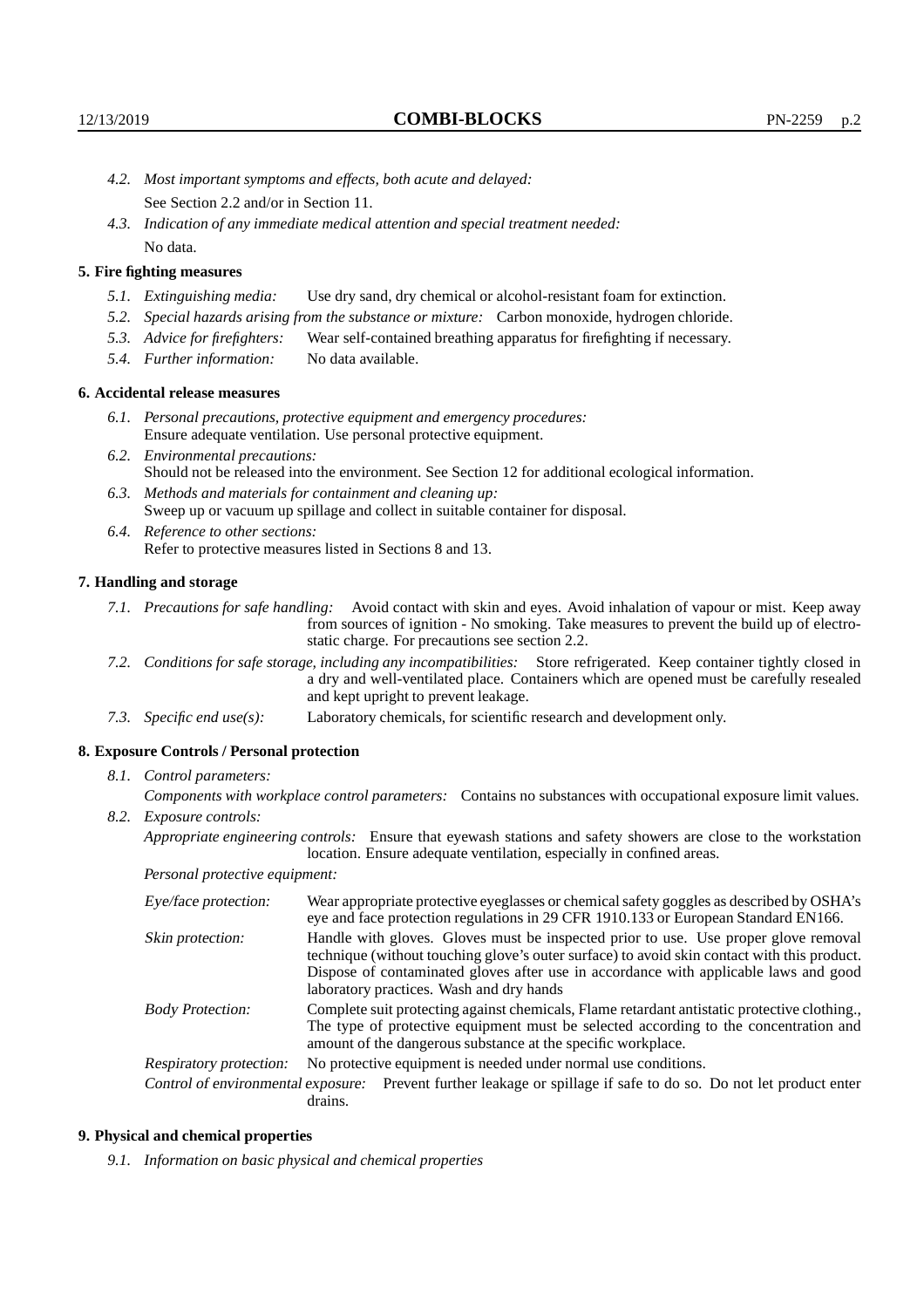*4.2. Most important symptoms and effects, both acute and delayed:*
See Section 2.2 and/or in Section 11.

*4.3. Indication of any immediate medical attention and special treatment needed:*
No data.

### 5. Fire fighting measures

*5.1. Extinguishing media:* Use dry sand, dry chemical or alcohol-resistant foam for extinction.

*5.2. Special hazards arising from the substance or mixture:* Carbon monoxide, hydrogen chloride.

*5.3. Advice for firefighters:* Wear self-contained breathing apparatus for firefighting if necessary.

*5.4. Further information:* No data available.

### 6. Accidental release measures

*6.1. Personal precautions, protective equipment and emergency procedures:*
Ensure adequate ventilation. Use personal protective equipment.

*6.2. Environmental precautions:*
Should not be released into the environment. See Section 12 for additional ecological information.

*6.3. Methods and materials for containment and cleaning up:*
Sweep up or vacuum up spillage and collect in suitable container for disposal.

*6.4. Reference to other sections:*
Refer to protective measures listed in Sections 8 and 13.

### 7. Handling and storage

*7.1. Precautions for safe handling:* Avoid contact with skin and eyes. Avoid inhalation of vapour or mist. Keep away from sources of ignition - No smoking. Take measures to prevent the build up of electrostatic charge. For precautions see section 2.2.

*7.2. Conditions for safe storage, including any incompatibilities:* Store refrigerated. Keep container tightly closed in a dry and well-ventilated place. Containers which are opened must be carefully resealed and kept upright to prevent leakage.

*7.3. Specific end use(s):* Laboratory chemicals, for scientific research and development only.

### 8. Exposure Controls / Personal protection

*8.1. Control parameters:*

*Components with workplace control parameters:* Contains no substances with occupational exposure limit values.

*8.2. Exposure controls:*

*Appropriate engineering controls:* Ensure that eyewash stations and safety showers are close to the workstation location. Ensure adequate ventilation, especially in confined areas.

*Personal protective equipment:*

*Eye/face protection:* Wear appropriate protective eyeglasses or chemical safety goggles as described by OSHA's eye and face protection regulations in 29 CFR 1910.133 or European Standard EN166.

*Skin protection:* Handle with gloves. Gloves must be inspected prior to use. Use proper glove removal technique (without touching glove's outer surface) to avoid skin contact with this product. Dispose of contaminated gloves after use in accordance with applicable laws and good laboratory practices. Wash and dry hands

*Body Protection:* Complete suit protecting against chemicals, Flame retardant antistatic protective clothing., The type of protective equipment must be selected according to the concentration and amount of the dangerous substance at the specific workplace.

*Respiratory protection:* No protective equipment is needed under normal use conditions.

*Control of environmental exposure:* Prevent further leakage or spillage if safe to do so. Do not let product enter drains.

### 9. Physical and chemical properties

*9.1. Information on basic physical and chemical properties*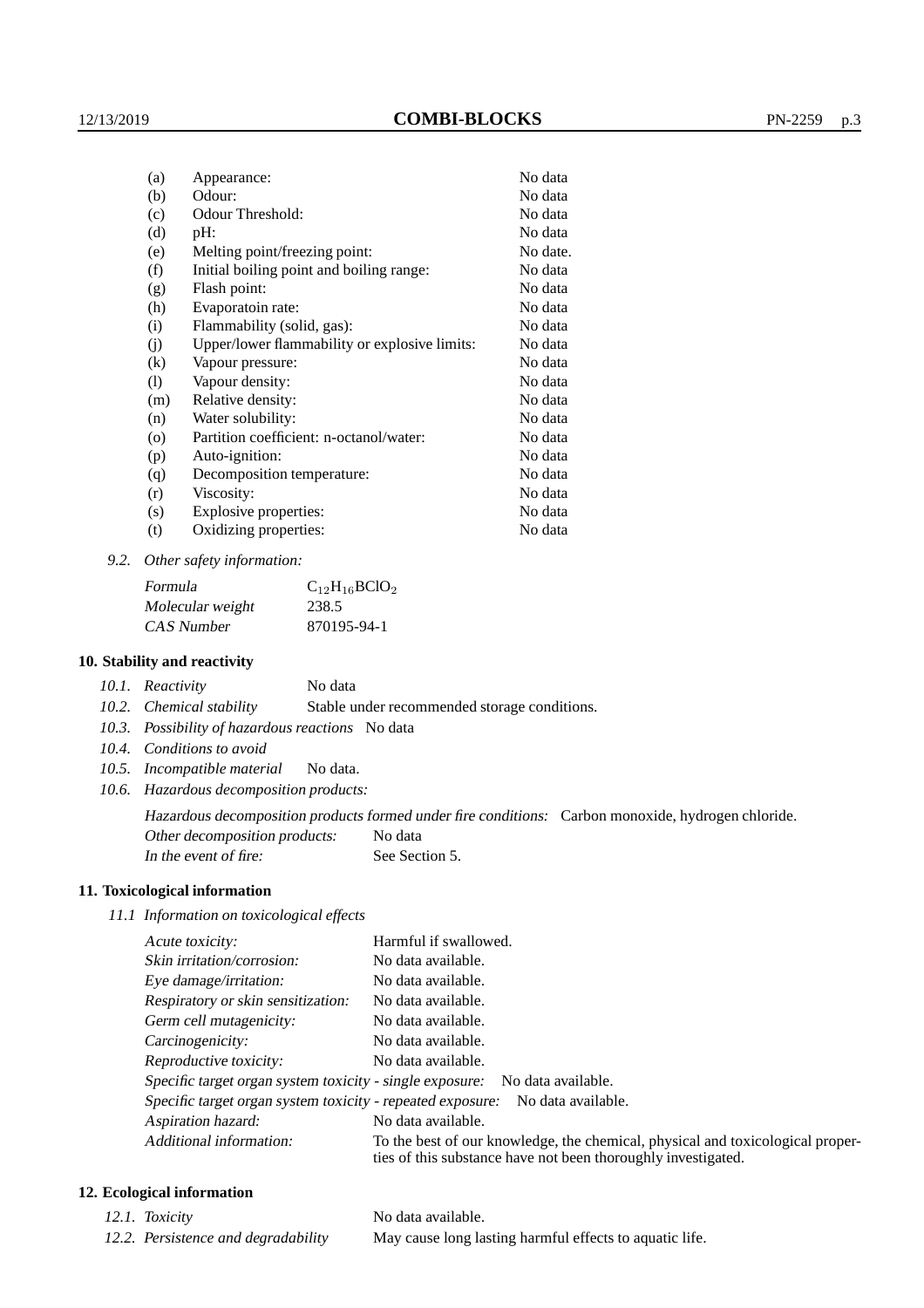| | | |
|---|---|---|
| (a) | Appearance: | No data |
| (b) | Odour: | No data |
| (c) | Odour Threshold: | No data |
| (d) | pH: | No data |
| (e) | Melting point/freezing point: | No date. |
| (f) | Initial boiling point and boiling range: | No data |
| (g) | Flash point: | No data |
| (h) | Evaporatoin rate: | No data |
| (i) | Flammability (solid, gas): | No data |
| (j) | Upper/lower flammability or explosive limits: | No data |
| (k) | Vapour pressure: | No data |
| (l) | Vapour density: | No data |
| (m) | Relative density: | No data |
| (n) | Water solubility: | No data |
| (o) | Partition coefficient: n-octanol/water: | No data |
| (p) | Auto-ignition: | No data |
| (q) | Decomposition temperature: | No data |
| (r) | Viscosity: | No data |
| (s) | Explosive properties: | No data |
| (t) | Oxidizing properties: | No data |

9.2. *Other safety information:*

| | |
|---|---|
| *Formula* | $C_{12}H_{16}BClO_2$ |
| *Molecular weight* | 238.5 |
| *CAS Number* | 870195-94-1 |

## 10. Stability and reactivity

10.1. *Reactivity* No data

10.2. *Chemical stability* Stable under recommended storage conditions.

10.3. *Possibility of hazardous reactions* No data

10.4. *Conditions to avoid*

10.5. *Incompatible material* No data.

10.6. *Hazardous decomposition products:*

*Hazardous decomposition products formed under fire conditions:* Carbon monoxide, hydrogen chloride.

*Other decomposition products:* No data

*In the event of fire:* See Section 5.

## 11. Toxicological information

11.1 *Information on toxicological effects*

| | |
|---|---|
| *Acute toxicity:* | Harmful if swallowed. |
| *Skin irritation/corrosion:* | No data available. |
| *Eye damage/irritation:* | No data available. |
| *Respiratory or skin sensitization:* | No data available. |
| *Germ cell mutagenicity:* | No data available. |
| *Carcinogenicity:* | No data available. |
| *Reproductive toxicity:* | No data available. |
| *Specific target organ system toxicity - single exposure:* | No data available. |
| *Specific target organ system toxicity - repeated exposure:* | No data available. |
| *Aspiration hazard:* | No data available. |
| *Additional information:* | To the best of our knowledge, the chemical, physical and toxicological properties of this substance have not been thoroughly investigated. |

## 12. Ecological information

| | |
|---|---|
| 12.1. *Toxicity* | No data available. |
| 12.2. *Persistence and degradability* | May cause long lasting harmful effects to aquatic life. |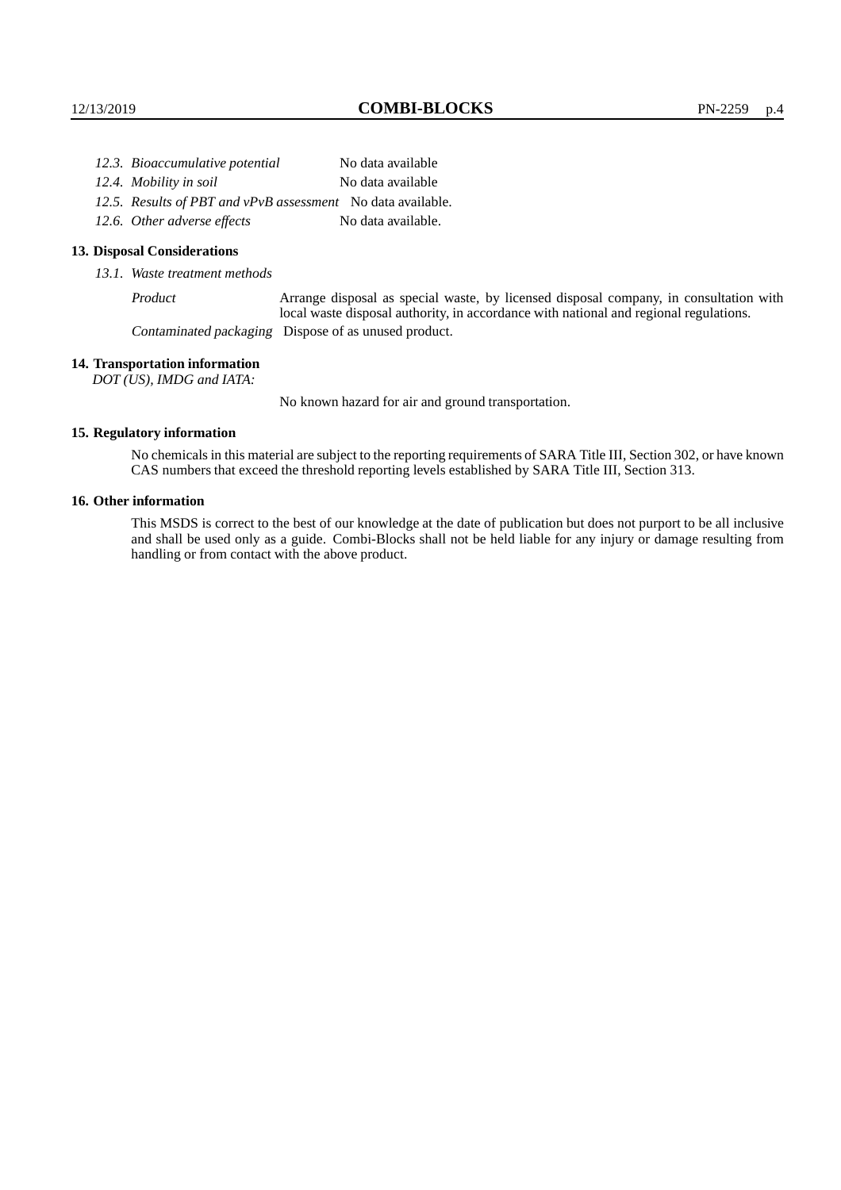*12.3. Bioaccumulative potential* No data available

*12.4. Mobility in soil* No data available

*12.5. Results of PBT and vPvB assessment* No data available.

*12.6. Other adverse effects* No data available.

**13. Disposal Considerations**

*13.1. Waste treatment methods*

*Product* Arrange disposal as special waste, by licensed disposal company, in consultation with local waste disposal authority, in accordance with national and regional regulations.

*Contaminated packaging* Dispose of as unused product.

**14. Transportation information**

*DOT (US), IMDG and IATA:*

No known hazard for air and ground transportation.

**15. Regulatory information**

No chemicals in this material are subject to the reporting requirements of SARA Title III, Section 302, or have known CAS numbers that exceed the threshold reporting levels established by SARA Title III, Section 313.

**16. Other information**

This MSDS is correct to the best of our knowledge at the date of publication but does not purport to be all inclusive and shall be used only as a guide. Combi-Blocks shall not be held liable for any injury or damage resulting from handling or from contact with the above product.